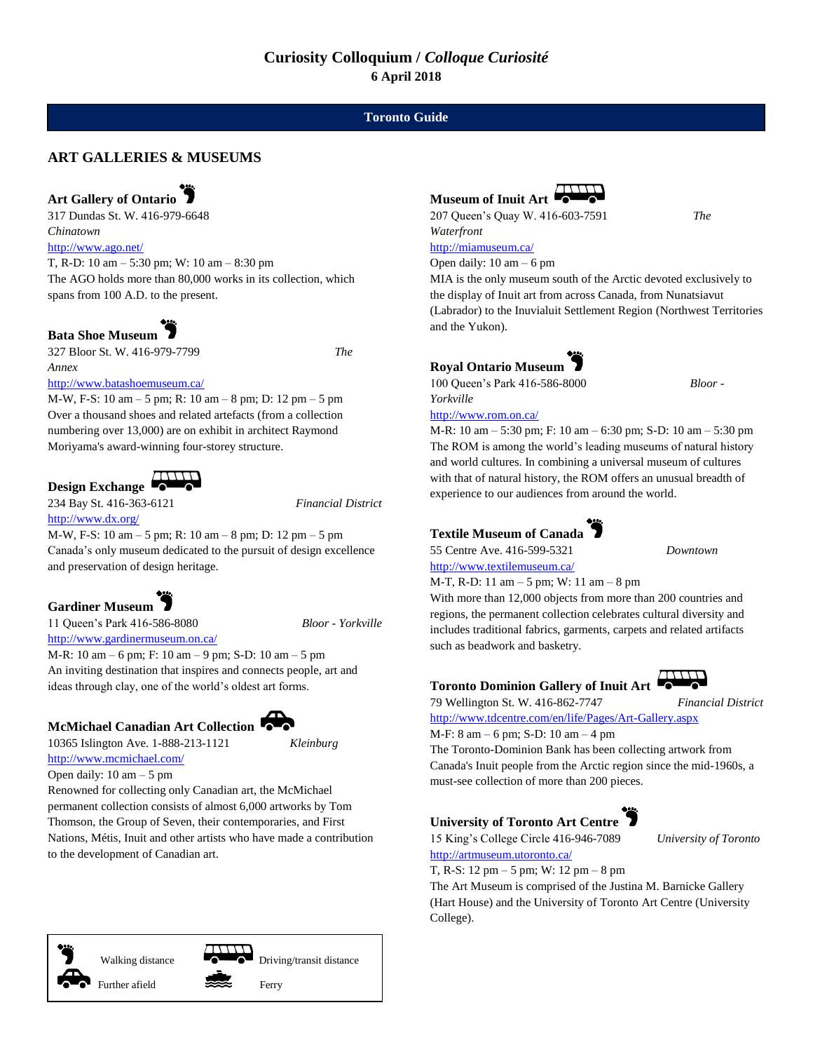**Curiosity Colloquium / *Colloque Curiosité***
**6 April 2018**

**Toronto Guide**

## ART GALLERIES & MUSEUMS

### Art Gallery of Ontario

317 Dundas St. W. 416-979-6648
*Chinatown*
http://www.ago.net/
T, R-D: 10 am – 5:30 pm; W: 10 am – 8:30 pm
The AGO holds more than 80,000 works in its collection, which spans from 100 A.D. to the present.

### Bata Shoe Museum

327 Bloor St. W. 416-979-7799 *The Annex*
http://www.batashoemuseum.ca/
M-W, F-S: 10 am – 5 pm; R: 10 am – 8 pm; D: 12 pm – 5 pm
Over a thousand shoes and related artefacts (from a collection numbering over 13,000) are on exhibit in architect Raymond Moriyama's award-winning four-storey structure.

### Design Exchange

234 Bay St. 416-363-6121 *Financial District*
http://www.dx.org/
M-W, F-S: 10 am – 5 pm; R: 10 am – 8 pm; D: 12 pm – 5 pm
Canada's only museum dedicated to the pursuit of design excellence and preservation of design heritage.

### Gardiner Museum

11 Queen's Park 416-586-8080 *Bloor - Yorkville*
http://www.gardinermuseum.on.ca/
M-R: 10 am – 6 pm; F: 10 am – 9 pm; S-D: 10 am – 5 pm
An inviting destination that inspires and connects people, art and ideas through clay, one of the world's oldest art forms.

### McMichael Canadian Art Collection

10365 Islington Ave. 1-888-213-1121 *Kleinburg*
http://www.mcmichael.com/
Open daily: 10 am – 5 pm
Renowned for collecting only Canadian art, the McMichael permanent collection consists of almost 6,000 artworks by Tom Thomson, the Group of Seven, their contemporaries, and First Nations, Métis, Inuit and other artists who have made a contribution to the development of Canadian art.

### Museum of Inuit Art

207 Queen's Quay W. 416-603-7591 *The Waterfront*
http://miamuseum.ca/
Open daily: 10 am – 6 pm
MIA is the only museum south of the Arctic devoted exclusively to the display of Inuit art from across Canada, from Nunatsiavut (Labrador) to the Inuvialuit Settlement Region (Northwest Territories and the Yukon).

### Royal Ontario Museum

100 Queen's Park 416-586-8000 *Bloor - Yorkville*
http://www.rom.on.ca/
M-R: 10 am – 5:30 pm; F: 10 am – 6:30 pm; S-D: 10 am – 5:30 pm
The ROM is among the world's leading museums of natural history and world cultures. In combining a universal museum of cultures with that of natural history, the ROM offers an unusual breadth of experience to our audiences from around the world.

### Textile Museum of Canada

55 Centre Ave. 416-599-5321 *Downtown*
http://www.textilemuseum.ca/
M-T, R-D: 11 am – 5 pm; W: 11 am – 8 pm
With more than 12,000 objects from more than 200 countries and regions, the permanent collection celebrates cultural diversity and includes traditional fabrics, garments, carpets and related artifacts such as beadwork and basketry.

### Toronto Dominion Gallery of Inuit Art

79 Wellington St. W. 416-862-7747 *Financial District*
http://www.tdcentre.com/en/life/Pages/Art-Gallery.aspx
M-F: 8 am – 6 pm; S-D: 10 am – 4 pm
The Toronto-Dominion Bank has been collecting artwork from Canada's Inuit people from the Arctic region since the mid-1960s, a must-see collection of more than 200 pieces.

### University of Toronto Art Centre

15 King's College Circle 416-946-7089 *University of Toronto*
http://artmuseum.utoronto.ca/
T, R-S: 12 pm – 5 pm; W: 12 pm – 8 pm
The Art Museum is comprised of the Justina M. Barnicke Gallery (Hart House) and the University of Toronto Art Centre (University College).

| Legend | |
|---|---|
| Walking distance | Driving/transit distance |
| Further afield | Ferry |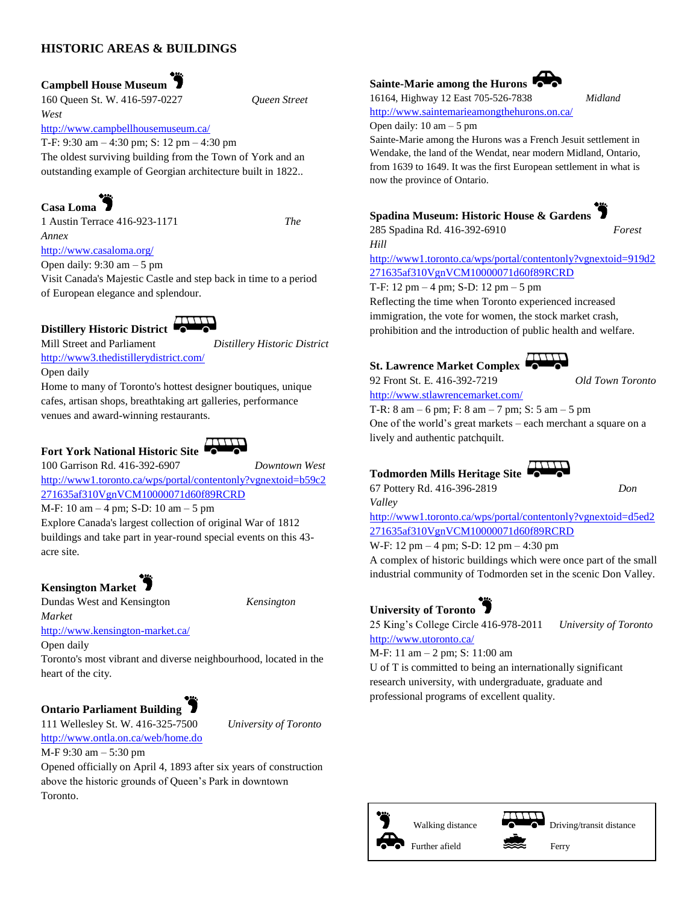## HISTORIC AREAS & BUILDINGS

**Campbell House Museum**

160 Queen St. W. 416-597-0227 *Queen Street West*

http://www.campbellhousemuseum.ca/

T-F: 9:30 am – 4:30 pm; S: 12 pm – 4:30 pm

The oldest surviving building from the Town of York and an outstanding example of Georgian architecture built in 1822..

**Casa Loma**

1 Austin Terrace 416-923-1171 *The Annex*

http://www.casaloma.org/

Open daily: 9:30 am – 5 pm

Visit Canada's Majestic Castle and step back in time to a period of European elegance and splendour.

**Distillery Historic District**

Mill Street and Parliament *Distillery Historic District*

http://www3.thedistillerydistrict.com/

Open daily

Home to many of Toronto's hottest designer boutiques, unique cafes, artisan shops, breathtaking art galleries, performance venues and award-winning restaurants.

**Fort York National Historic Site**

100 Garrison Rd. 416-392-6907 *Downtown West*

http://www1.toronto.ca/wps/portal/contentonly?vgnextoid=b59c2271635af310VgnVCM10000071d60f89RCRD

M-F: 10 am – 4 pm; S-D: 10 am – 5 pm

Explore Canada's largest collection of original War of 1812 buildings and take part in year-round special events on this 43-acre site.

**Kensington Market**

Dundas West and Kensington *Kensington Market*

http://www.kensington-market.ca/

Open daily

Toronto's most vibrant and diverse neighbourhood, located in the heart of the city.

**Ontario Parliament Building**

111 Wellesley St. W. 416-325-7500 *University of Toronto*

http://www.ontla.on.ca/web/home.do

M-F 9:30 am – 5:30 pm

Opened officially on April 4, 1893 after six years of construction above the historic grounds of Queen's Park in downtown Toronto.

**Sainte-Marie among the Hurons**

16164, Highway 12 East 705-526-7838 *Midland*

http://www.saintemarieamongthehurons.on.ca/

Open daily: 10 am – 5 pm

Sainte-Marie among the Hurons was a French Jesuit settlement in Wendake, the land of the Wendat, near modern Midland, Ontario, from 1639 to 1649. It was the first European settlement in what is now the province of Ontario.

**Spadina Museum: Historic House & Gardens**

285 Spadina Rd. 416-392-6910 *Forest Hill*

http://www1.toronto.ca/wps/portal/contentonly?vgnextoid=919d2271635af310VgnVCM10000071d60f89RCRD

T-F: 12 pm – 4 pm; S-D: 12 pm – 5 pm

Reflecting the time when Toronto experienced increased immigration, the vote for women, the stock market crash, prohibition and the introduction of public health and welfare.

**St. Lawrence Market Complex**

92 Front St. E. 416-392-7219 *Old Town Toronto*

http://www.stlawrencemarket.com/

T-R: 8 am – 6 pm; F: 8 am – 7 pm; S: 5 am – 5 pm

One of the world's great markets – each merchant a square on a lively and authentic patchquilt.

**Todmorden Mills Heritage Site**

67 Pottery Rd. 416-396-2819 *Don Valley*

http://www1.toronto.ca/wps/portal/contentonly?vgnextoid=d5ed2271635af310VgnVCM10000071d60f89RCRD

W-F: 12 pm – 4 pm; S-D: 12 pm – 4:30 pm

A complex of historic buildings which were once part of the small industrial community of Todmorden set in the scenic Don Valley.

**University of Toronto**

25 King's College Circle 416-978-2011 *University of Toronto*

http://www.utoronto.ca/

M-F: 11 am – 2 pm; S: 11:00 am

U of T is committed to being an internationally significant research university, with undergraduate, graduate and professional programs of excellent quality.

Walking distance | Driving/transit distance | Further afield | Ferry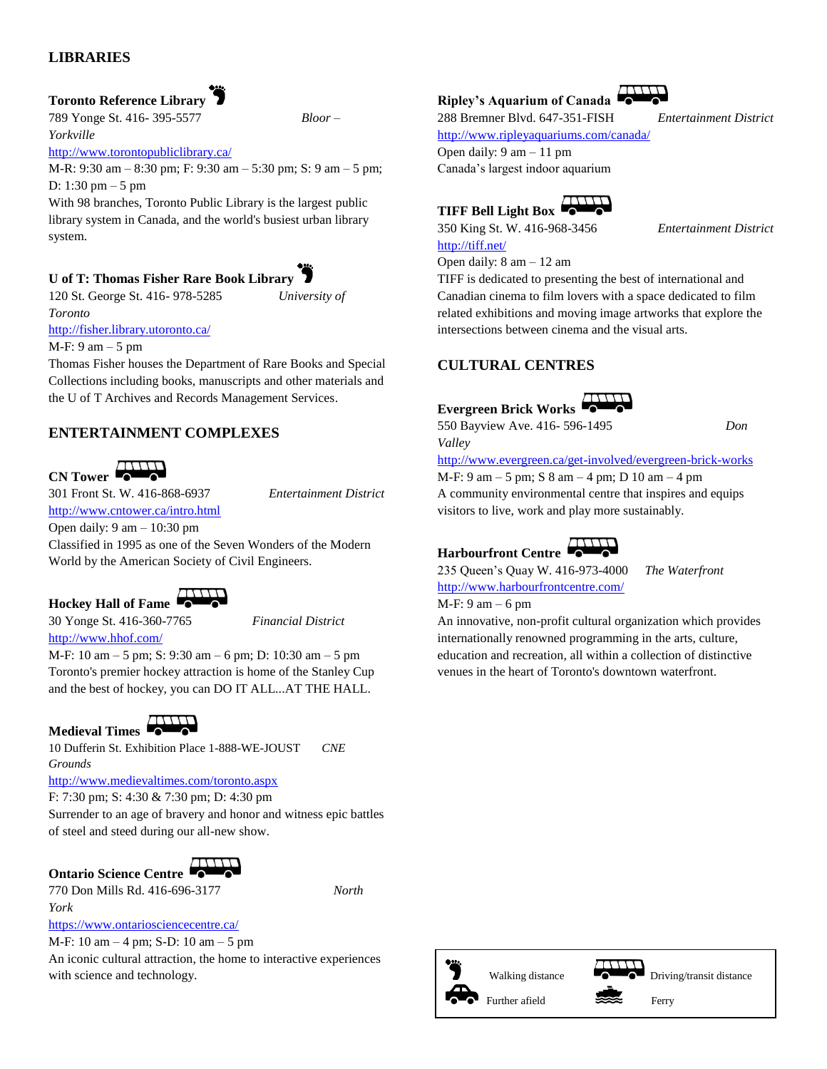## LIBRARIES

**Toronto Reference Library**
789 Yonge St. 416- 395-5577 *Bloor – Yorkville*
http://www.torontopubliclibrary.ca/
M-R: 9:30 am – 8:30 pm; F: 9:30 am – 5:30 pm; S: 9 am – 5 pm; D: 1:30 pm – 5 pm
With 98 branches, Toronto Public Library is the largest public library system in Canada, and the world's busiest urban library system.

**U of T: Thomas Fisher Rare Book Library**
120 St. George St. 416- 978-5285 *University of Toronto*
http://fisher.library.utoronto.ca/
M-F: 9 am – 5 pm
Thomas Fisher houses the Department of Rare Books and Special Collections including books, manuscripts and other materials and the U of T Archives and Records Management Services.

## ENTERTAINMENT COMPLEXES

**CN Tower**
301 Front St. W. 416-868-6937 *Entertainment District*
http://www.cntower.ca/intro.html
Open daily: 9 am – 10:30 pm
Classified in 1995 as one of the Seven Wonders of the Modern World by the American Society of Civil Engineers.

**Hockey Hall of Fame**
30 Yonge St. 416-360-7765 *Financial District*
http://www.hhof.com/
M-F: 10 am – 5 pm; S: 9:30 am – 6 pm; D: 10:30 am – 5 pm
Toronto's premier hockey attraction is home of the Stanley Cup and the best of hockey, you can DO IT ALL...AT THE HALL.

**Medieval Times**
10 Dufferin St. Exhibition Place 1-888-WE-JOUST *CNE Grounds*
http://www.medievaltimes.com/toronto.aspx
F: 7:30 pm; S: 4:30 & 7:30 pm; D: 4:30 pm
Surrender to an age of bravery and honor and witness epic battles of steel and steed during our all-new show.

**Ontario Science Centre**
770 Don Mills Rd. 416-696-3177 *North York*
https://www.ontariosciencecentre.ca/
M-F: 10 am – 4 pm; S-D: 10 am – 5 pm
An iconic cultural attraction, the home to interactive experiences with science and technology.

**Ripley's Aquarium of Canada**
288 Bremner Blvd. 647-351-FISH *Entertainment District*
http://www.ripleyaquariums.com/canada/
Open daily: 9 am – 11 pm
Canada's largest indoor aquarium

**TIFF Bell Light Box**
350 King St. W. 416-968-3456 *Entertainment District*
http://tiff.net/
Open daily: 8 am – 12 am
TIFF is dedicated to presenting the best of international and Canadian cinema to film lovers with a space dedicated to film related exhibitions and moving image artworks that explore the intersections between cinema and the visual arts.

## CULTURAL CENTRES

**Evergreen Brick Works**
550 Bayview Ave. 416- 596-1495 *Don Valley*
http://www.evergreen.ca/get-involved/evergreen-brick-works
M-F: 9 am – 5 pm; S 8 am – 4 pm; D 10 am – 4 pm
A community environmental centre that inspires and equips visitors to live, work and play more sustainably.

**Harbourfront Centre**
235 Queen's Quay W. 416-973-4000 *The Waterfront*
http://www.harbourfrontcentre.com/
M-F: 9 am – 6 pm
An innovative, non-profit cultural organization which provides internationally renowned programming in the arts, culture, education and recreation, all within a collection of distinctive venues in the heart of Toronto's downtown waterfront.

| | |
|---|---|
| Walking distance | Driving/transit distance |
| Further afield | Ferry |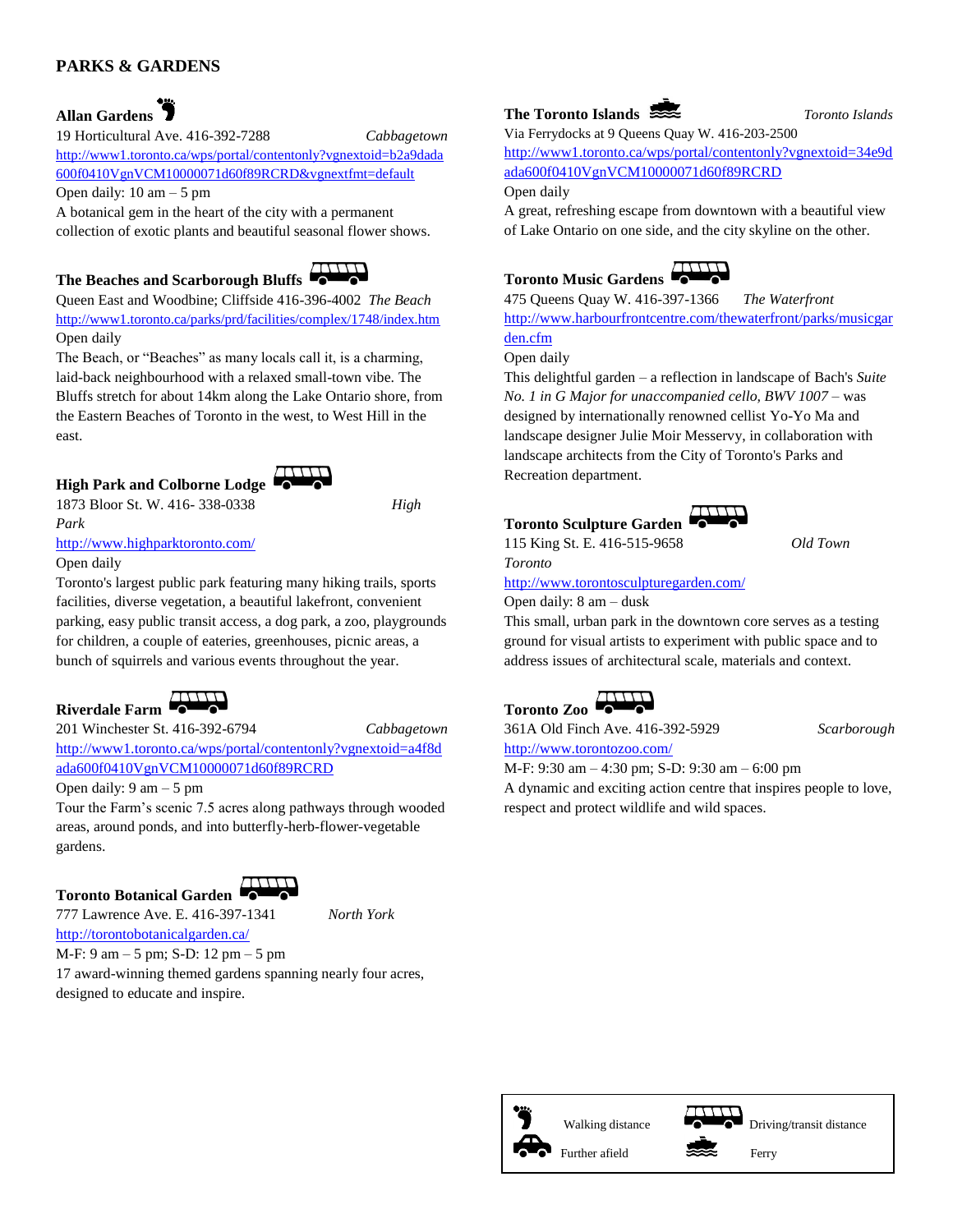## PARKS & GARDENS

### Allan Gardens

19 Horticultural Ave. 416-392-7288 *Cabbagetown*

http://www1.toronto.ca/wps/portal/contentonly?vgnextoid=b2a9dada600f0410VgnVCM10000071d60f89RCRD&vgnextfmt=default

Open daily: 10 am – 5 pm

A botanical gem in the heart of the city with a permanent collection of exotic plants and beautiful seasonal flower shows.

### The Beaches and Scarborough Bluffs

Queen East and Woodbine; Cliffside 416-396-4002 *The Beach*

http://www1.toronto.ca/parks/prd/facilities/complex/1748/index.htm

Open daily

The Beach, or "Beaches" as many locals call it, is a charming, laid-back neighbourhood with a relaxed small-town vibe. The Bluffs stretch for about 14km along the Lake Ontario shore, from the Eastern Beaches of Toronto in the west, to West Hill in the east.

### High Park and Colborne Lodge

1873 Bloor St. W. 416- 338-0338 *High Park*

http://www.highparktoronto.com/

Open daily

Toronto's largest public park featuring many hiking trails, sports facilities, diverse vegetation, a beautiful lakefront, convenient parking, easy public transit access, a dog park, a zoo, playgrounds for children, a couple of eateries, greenhouses, picnic areas, a bunch of squirrels and various events throughout the year.

### Riverdale Farm

201 Winchester St. 416-392-6794 *Cabbagetown*

http://www1.toronto.ca/wps/portal/contentonly?vgnextoid=a4f8dada600f0410VgnVCM10000071d60f89RCRD

Open daily: 9 am – 5 pm

Tour the Farm's scenic 7.5 acres along pathways through wooded areas, around ponds, and into butterfly-herb-flower-vegetable gardens.

### Toronto Botanical Garden

777 Lawrence Ave. E. 416-397-1341 *North York*

http://torontobotanicalgarden.ca/

M-F: 9 am – 5 pm; S-D: 12 pm – 5 pm

17 award-winning themed gardens spanning nearly four acres, designed to educate and inspire.

### The Toronto Islands

*Toronto Islands*

Via Ferrydocks at 9 Queens Quay W. 416-203-2500

http://www1.toronto.ca/wps/portal/contentonly?vgnextoid=34e9dada600f0410VgnVCM10000071d60f89RCRD

Open daily

A great, refreshing escape from downtown with a beautiful view of Lake Ontario on one side, and the city skyline on the other.

### Toronto Music Gardens

475 Queens Quay W. 416-397-1366 *The Waterfront*

http://www.harbourfrontcentre.com/thewaterfront/parks/musicgarden.cfm

Open daily

This delightful garden – a reflection in landscape of Bach's *Suite No. 1 in G Major for unaccompanied cello, BWV 1007* – was designed by internationally renowned cellist Yo-Yo Ma and landscape designer Julie Moir Messervy, in collaboration with landscape architects from the City of Toronto's Parks and Recreation department.

### Toronto Sculpture Garden

115 King St. E. 416-515-9658 *Old Town Toronto*

http://www.torontosculpturegarden.com/

Open daily: 8 am – dusk

This small, urban park in the downtown core serves as a testing ground for visual artists to experiment with public space and to address issues of architectural scale, materials and context.

### Toronto Zoo

361A Old Finch Ave. 416-392-5929 *Scarborough*

http://www.torontozoo.com/

M-F: 9:30 am – 4:30 pm; S-D: 9:30 am – 6:00 pm

A dynamic and exciting action centre that inspires people to love, respect and protect wildlife and wild spaces.

Walking distance | Driving/transit distance | Further afield | Ferry